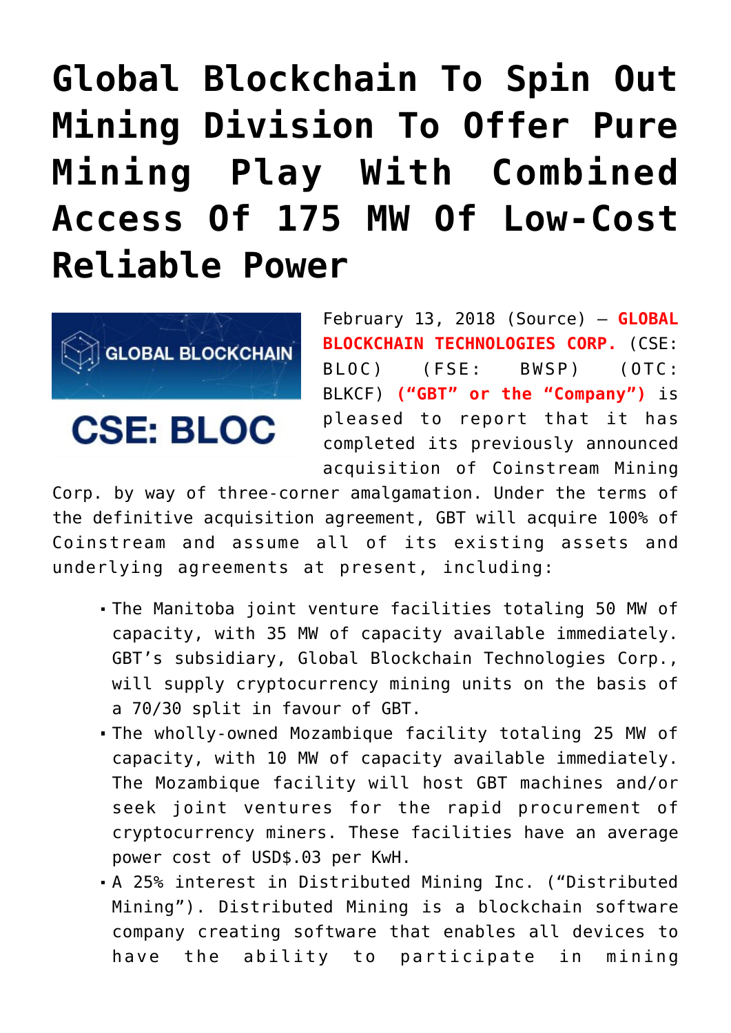# Global Blockchain To Spin Out Mining Division To Offer Pure Mining Play With Combined Access Of 175 MW Of Low-Cost Reliable Power

February 13, 2018 (Source) — **GLOBAL BLOCKCHAIN TECHNOLOGIES CORP.** (CSE: BLOC) (FSE: BWSP) (OTC: BLKCF) **("GBT" or the "Company")** is pleased to report that it has completed its previously announced acquisition of Coinstream Mining Corp. by way of three-corner amalgamation. Under the terms of the definitive acquisition agreement, GBT will acquire 100% of Coinstream and assume all of its existing assets and underlying agreements at present, including:

- The Manitoba joint venture facilities totaling 50 MW of capacity, with 35 MW of capacity available immediately. GBT's subsidiary, Global Blockchain Technologies Corp., will supply cryptocurrency mining units on the basis of a 70/30 split in favour of GBT.
- The wholly-owned Mozambique facility totaling 25 MW of capacity, with 10 MW of capacity available immediately. The Mozambique facility will host GBT machines and/or seek joint ventures for the rapid procurement of cryptocurrency miners. These facilities have an average power cost of USD$.03 per KwH.
- A 25% interest in Distributed Mining Inc. ("Distributed Mining"). Distributed Mining is a blockchain software company creating software that enables all devices to have the ability to participate in mining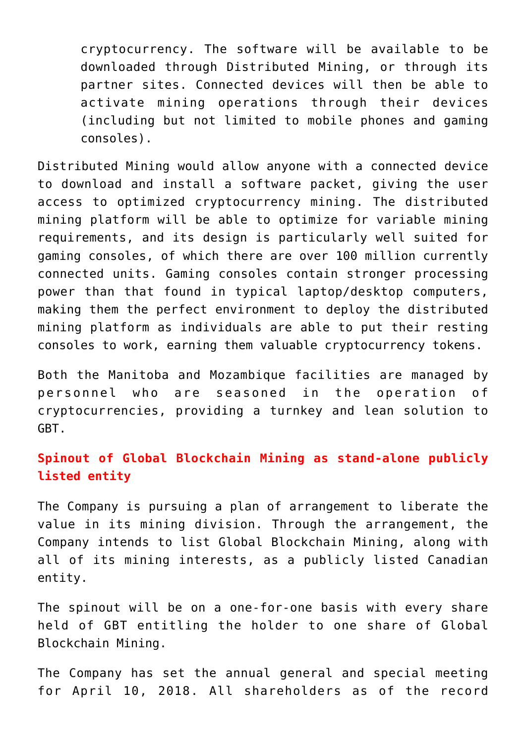> cryptocurrency. The software will be available to be downloaded through Distributed Mining, or through its partner sites. Connected devices will then be able to activate mining operations through their devices (including but not limited to mobile phones and gaming consoles).

Distributed Mining would allow anyone with a connected device to download and install a software packet, giving the user access to optimized cryptocurrency mining. The distributed mining platform will be able to optimize for variable mining requirements, and its design is particularly well suited for gaming consoles, of which there are over 100 million currently connected units. Gaming consoles contain stronger processing power than that found in typical laptop/desktop computers, making them the perfect environment to deploy the distributed mining platform as individuals are able to put their resting consoles to work, earning them valuable cryptocurrency tokens.

Both the Manitoba and Mozambique facilities are managed by personnel who are seasoned in the operation of cryptocurrencies, providing a turnkey and lean solution to GBT.

**Spinout of Global Blockchain Mining as stand-alone publicly listed entity**

The Company is pursuing a plan of arrangement to liberate the value in its mining division. Through the arrangement, the Company intends to list Global Blockchain Mining, along with all of its mining interests, as a publicly listed Canadian entity.

The spinout will be on a one-for-one basis with every share held of GBT entitling the holder to one share of Global Blockchain Mining.

The Company has set the annual general and special meeting for April 10, 2018. All shareholders as of the record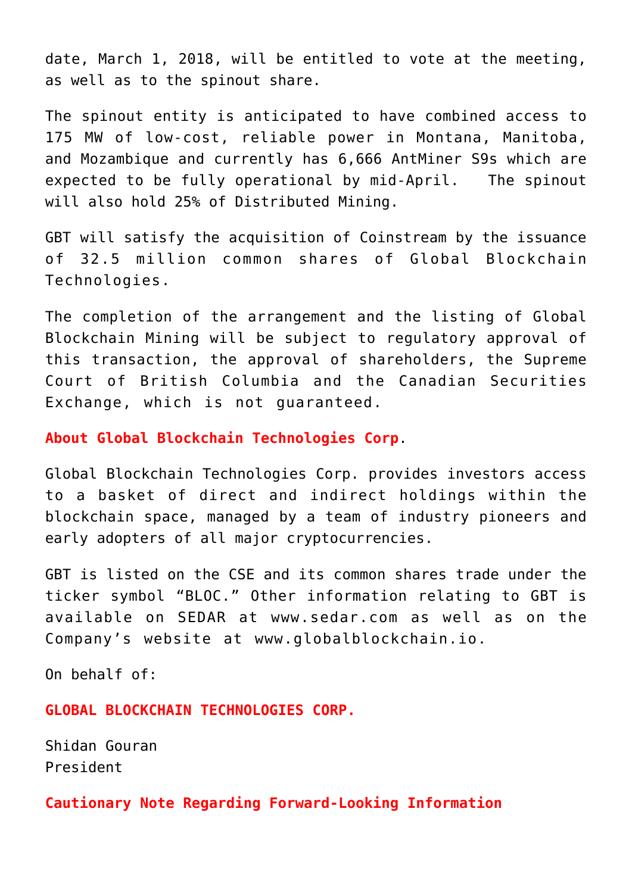date, March 1, 2018, will be entitled to vote at the meeting, as well as to the spinout share.

The spinout entity is anticipated to have combined access to 175 MW of low-cost, reliable power in Montana, Manitoba, and Mozambique and currently has 6,666 AntMiner S9s which are expected to be fully operational by mid-April. The spinout will also hold 25% of Distributed Mining.

GBT will satisfy the acquisition of Coinstream by the issuance of 32.5 million common shares of Global Blockchain Technologies.

The completion of the arrangement and the listing of Global Blockchain Mining will be subject to regulatory approval of this transaction, the approval of shareholders, the Supreme Court of British Columbia and the Canadian Securities Exchange, which is not guaranteed.

**About Global Blockchain Technologies Corp**.

Global Blockchain Technologies Corp. provides investors access to a basket of direct and indirect holdings within the blockchain space, managed by a team of industry pioneers and early adopters of all major cryptocurrencies.

GBT is listed on the CSE and its common shares trade under the ticker symbol “BLOC.” Other information relating to GBT is available on SEDAR at www.sedar.com as well as on the Company’s website at www.globalblockchain.io.

On behalf of:

**GLOBAL BLOCKCHAIN TECHNOLOGIES CORP.**

Shidan Gouran
President

**Cautionary Note Regarding Forward-Looking Information**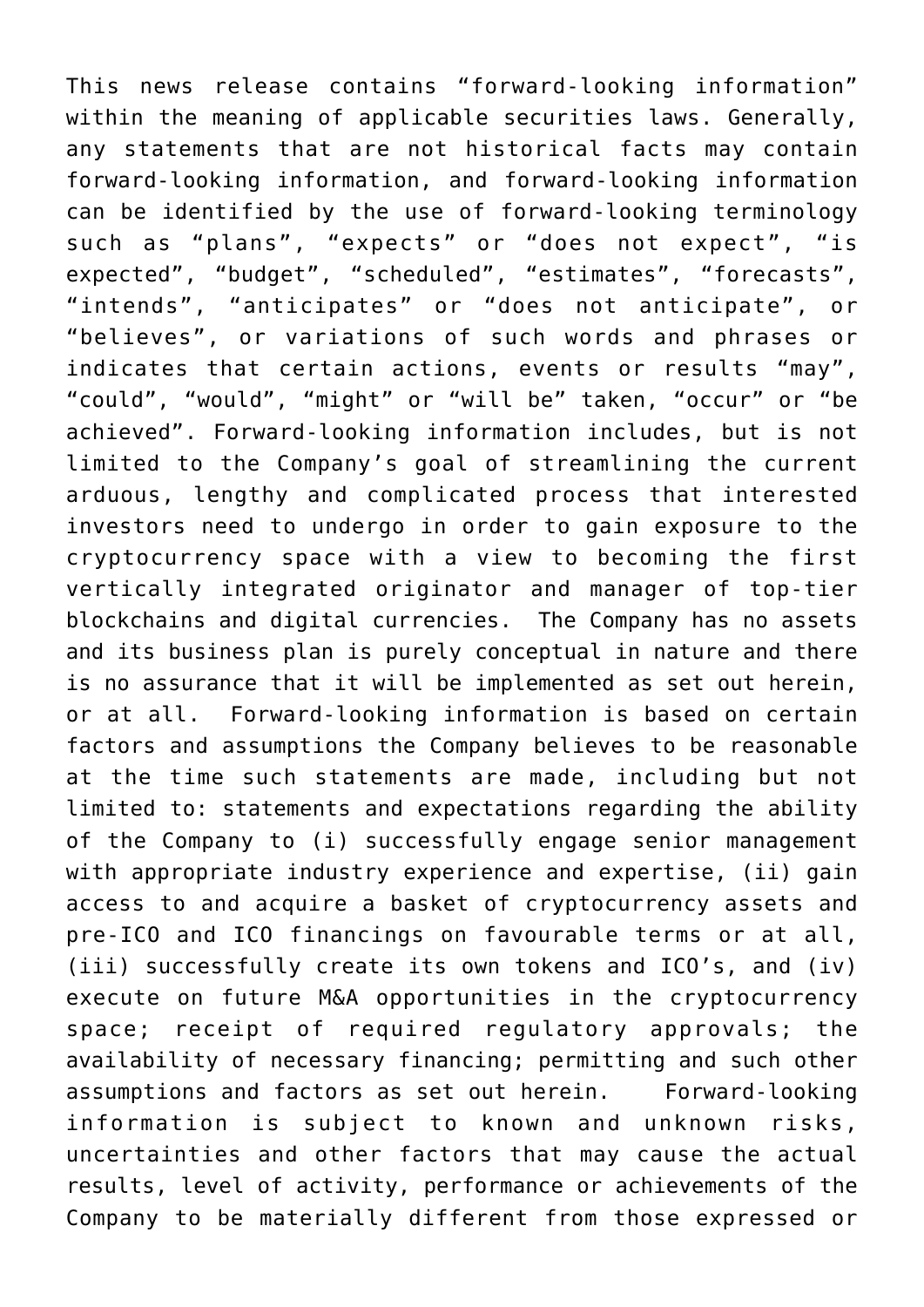This news release contains "forward-looking information" within the meaning of applicable securities laws. Generally, any statements that are not historical facts may contain forward-looking information, and forward-looking information can be identified by the use of forward-looking terminology such as "plans", "expects" or "does not expect", "is expected", "budget", "scheduled", "estimates", "forecasts", "intends", "anticipates" or "does not anticipate", or "believes", or variations of such words and phrases or indicates that certain actions, events or results "may", "could", "would", "might" or "will be" taken, "occur" or "be achieved". Forward-looking information includes, but is not limited to the Company's goal of streamlining the current arduous, lengthy and complicated process that interested investors need to undergo in order to gain exposure to the cryptocurrency space with a view to becoming the first vertically integrated originator and manager of top-tier blockchains and digital currencies. The Company has no assets and its business plan is purely conceptual in nature and there is no assurance that it will be implemented as set out herein, or at all. Forward-looking information is based on certain factors and assumptions the Company believes to be reasonable at the time such statements are made, including but not limited to: statements and expectations regarding the ability of the Company to (i) successfully engage senior management with appropriate industry experience and expertise, (ii) gain access to and acquire a basket of cryptocurrency assets and pre-ICO and ICO financings on favourable terms or at all, (iii) successfully create its own tokens and ICO's, and (iv) execute on future M&A opportunities in the cryptocurrency space; receipt of required regulatory approvals; the availability of necessary financing; permitting and such other assumptions and factors as set out herein. Forward-looking information is subject to known and unknown risks, uncertainties and other factors that may cause the actual results, level of activity, performance or achievements of the Company to be materially different from those expressed or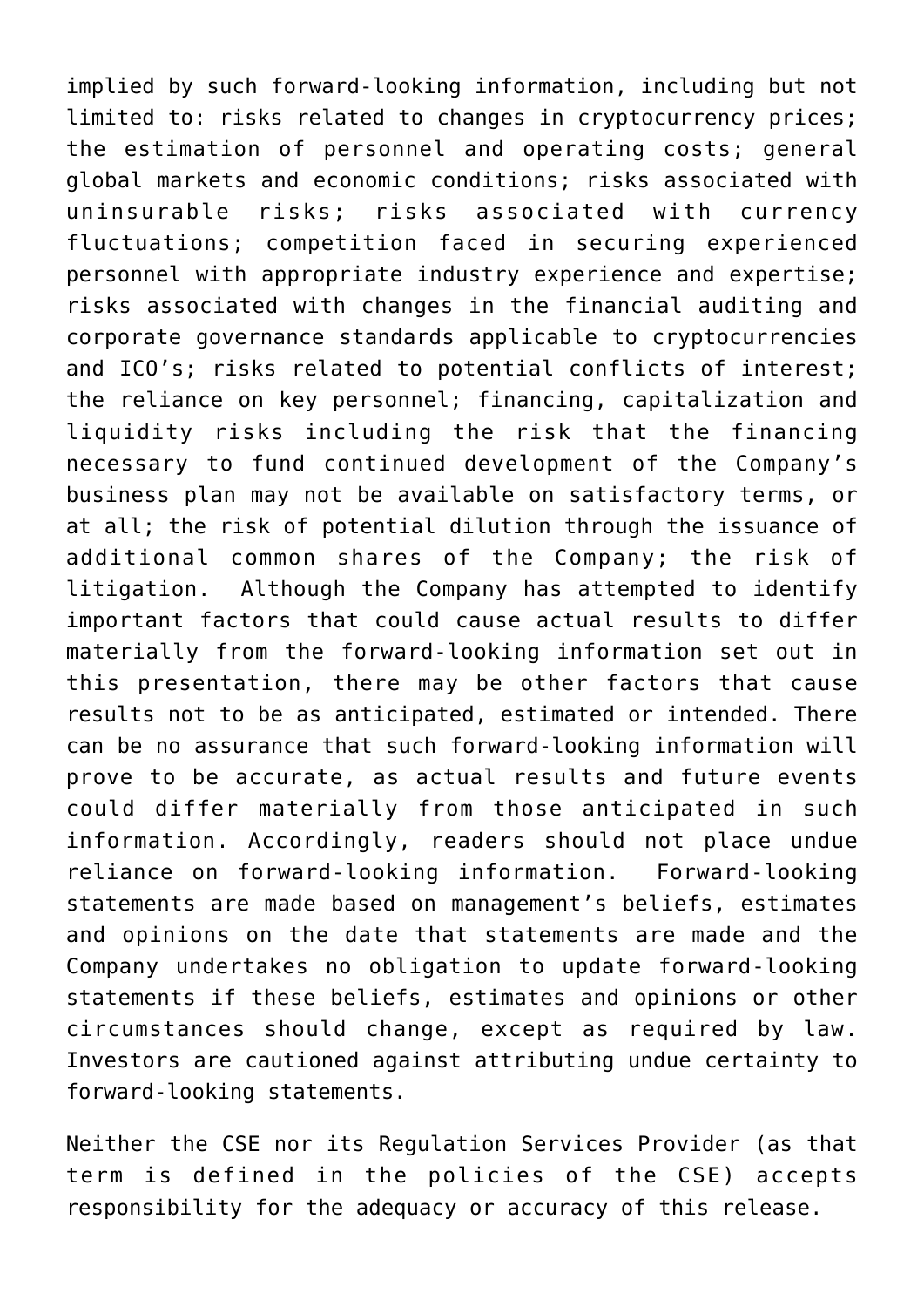implied by such forward-looking information, including but not limited to: risks related to changes in cryptocurrency prices; the estimation of personnel and operating costs; general global markets and economic conditions; risks associated with uninsurable risks; risks associated with currency fluctuations; competition faced in securing experienced personnel with appropriate industry experience and expertise; risks associated with changes in the financial auditing and corporate governance standards applicable to cryptocurrencies and ICO's; risks related to potential conflicts of interest; the reliance on key personnel; financing, capitalization and liquidity risks including the risk that the financing necessary to fund continued development of the Company's business plan may not be available on satisfactory terms, or at all; the risk of potential dilution through the issuance of additional common shares of the Company; the risk of litigation. Although the Company has attempted to identify important factors that could cause actual results to differ materially from the forward-looking information set out in this presentation, there may be other factors that cause results not to be as anticipated, estimated or intended. There can be no assurance that such forward-looking information will prove to be accurate, as actual results and future events could differ materially from those anticipated in such information. Accordingly, readers should not place undue reliance on forward-looking information. Forward-looking statements are made based on management's beliefs, estimates and opinions on the date that statements are made and the Company undertakes no obligation to update forward-looking statements if these beliefs, estimates and opinions or other circumstances should change, except as required by law. Investors are cautioned against attributing undue certainty to forward-looking statements.

Neither the CSE nor its Regulation Services Provider (as that term is defined in the policies of the CSE) accepts responsibility for the adequacy or accuracy of this release.